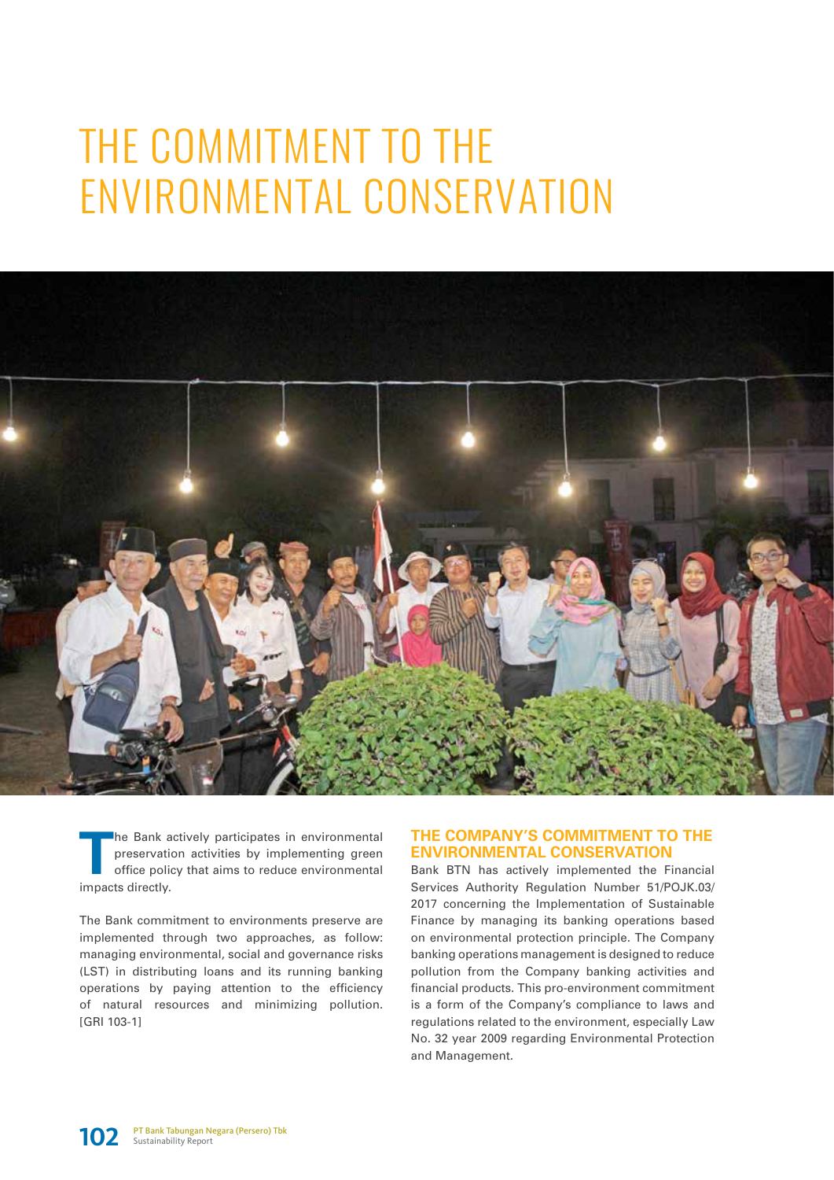# THE COMMITMENT TO THE ENVIRONMENTAL CONSERVATION

The Bank actively participates in environmental preservation activities by implementing green office policy that aims to reduce environmental impacts directly.

The Bank commitment to environments preserve are implemented through two approaches, as follow: managing environmental, social and governance risks (LST) in distributing loans and its running banking operations by paying attention to the efficiency of natural resources and minimizing pollution. [GRI 103-1]

## THE COMPANY'S COMMITMENT TO THE ENVIRONMENTAL CONSERVATION

Bank BTN has actively implemented the Financial Services Authority Regulation Number 51/POJK.03/2017 concerning the Implementation of Sustainable Finance by managing its banking operations based on environmental protection principle. The Company banking operations management is designed to reduce pollution from the Company banking activities and financial products. This pro-environment commitment is a form of the Company's compliance to laws and regulations related to the environment, especially Law No. 32 year 2009 regarding Environmental Protection and Management.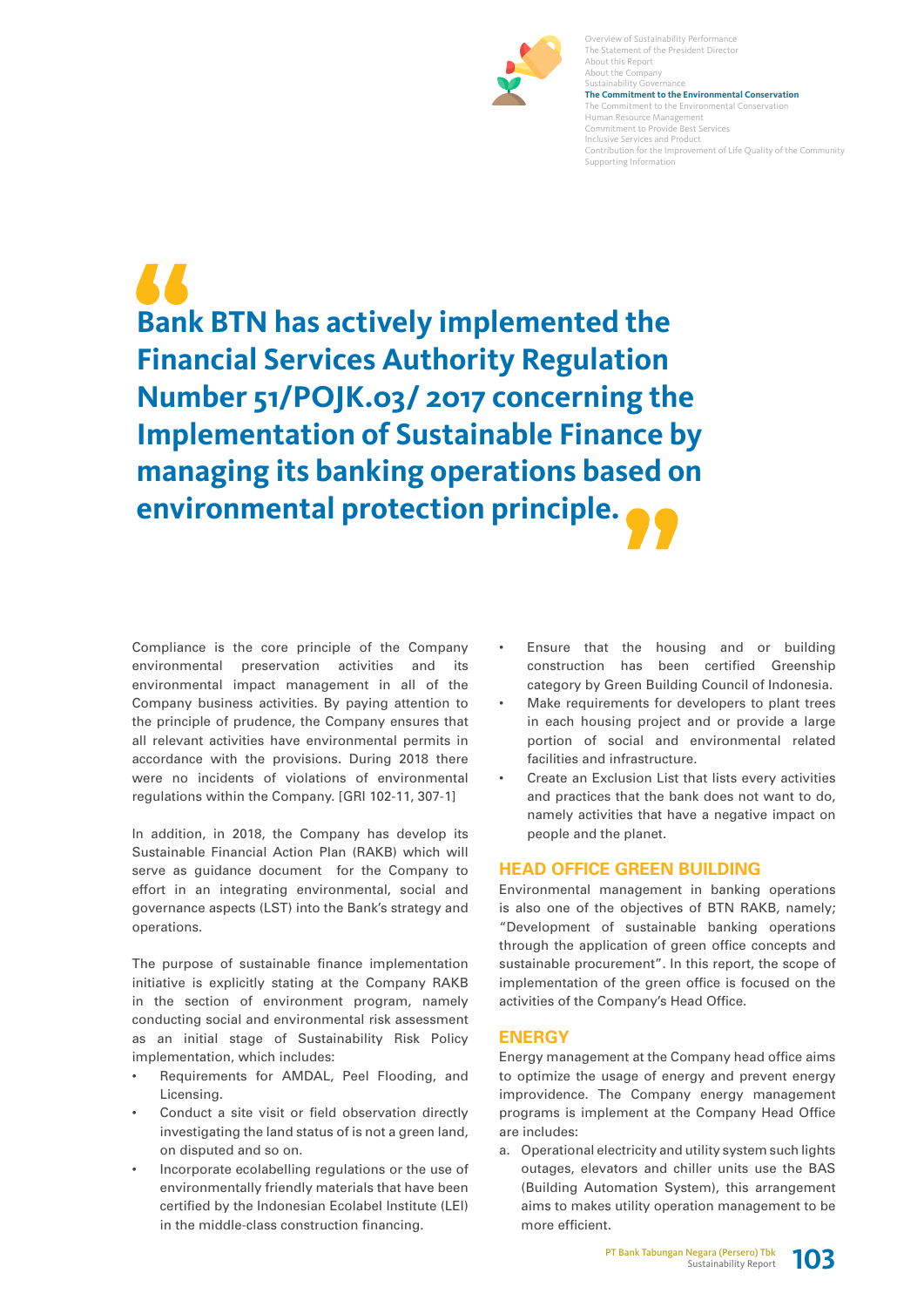> **Bank BTN has actively implemented the Financial Services Authority Regulation Number 51/POJK.03/ 2017 concerning the Implementation of Sustainable Finance by managing its banking operations based on environmental protection principle.**

Compliance is the core principle of the Company environmental preservation activities and its environmental impact management in all of the Company business activities. By paying attention to the principle of prudence, the Company ensures that all relevant activities have environmental permits in accordance with the provisions. During 2018 there were no incidents of violations of environmental regulations within the Company. [GRI 102-11, 307-1]

In addition, in 2018, the Company has develop its Sustainable Financial Action Plan (RAKB) which will serve as guidance document for the Company to effort in an integrating environmental, social and governance aspects (LST) into the Bank's strategy and operations.

The purpose of sustainable finance implementation initiative is explicitly stating at the Company RAKB in the section of environment program, namely conducting social and environmental risk assessment as an initial stage of Sustainability Risk Policy implementation, which includes:

- Requirements for AMDAL, Peel Flooding, and Licensing.
- Conduct a site visit or field observation directly investigating the land status of is not a green land, on disputed and so on.
- Incorporate ecolabelling regulations or the use of environmentally friendly materials that have been certified by the Indonesian Ecolabel Institute (LEI) in the middle-class construction financing.
- Ensure that the housing and or building construction has been certified Greenship category by Green Building Council of Indonesia.
- Make requirements for developers to plant trees in each housing project and or provide a large portion of social and environmental related facilities and infrastructure.
- Create an Exclusion List that lists every activities and practices that the bank does not want to do, namely activities that have a negative impact on people and the planet.

## HEAD OFFICE GREEN BUILDING

Environmental management in banking operations is also one of the objectives of BTN RAKB, namely; "Development of sustainable banking operations through the application of green office concepts and sustainable procurement". In this report, the scope of implementation of the green office is focused on the activities of the Company's Head Office.

## ENERGY

Energy management at the Company head office aims to optimize the usage of energy and prevent energy improvidence. The Company energy management programs is implement at the Company Head Office are includes:

a. Operational electricity and utility system such lights outages, elevators and chiller units use the BAS (Building Automation System), this arrangement aims to makes utility operation management to be more efficient.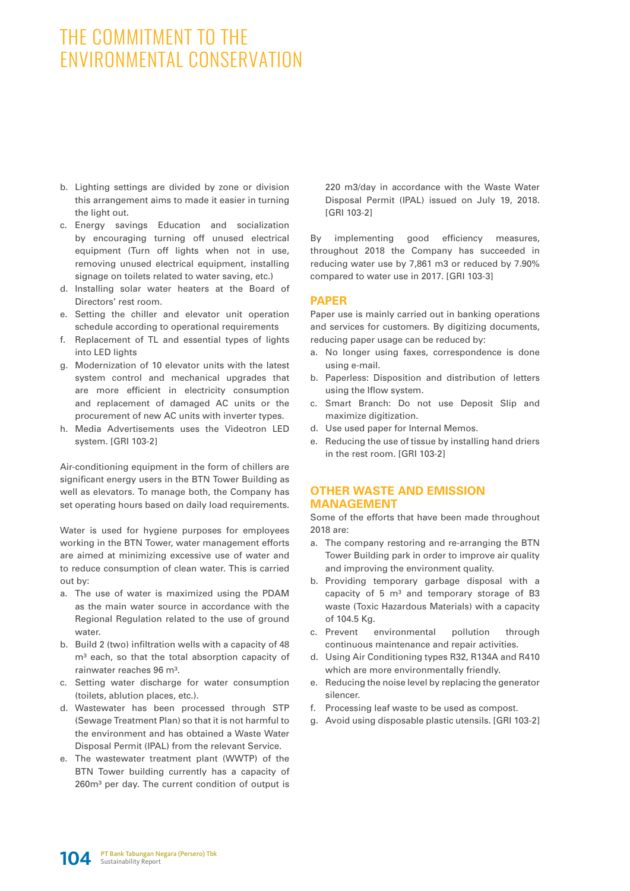# THE COMMITMENT TO THE ENVIRONMENTAL CONSERVATION

b. Lighting settings are divided by zone or division this arrangement aims to made it easier in turning the light out.
c. Energy savings Education and socialization by encouraging turning off unused electrical equipment (Turn off lights when not in use, removing unused electrical equipment, installing signage on toilets related to water saving, etc.)
d. Installing solar water heaters at the Board of Directors' rest room.
e. Setting the chiller and elevator unit operation schedule according to operational requirements
f. Replacement of TL and essential types of lights into LED lights
g. Modernization of 10 elevator units with the latest system control and mechanical upgrades that are more efficient in electricity consumption and replacement of damaged AC units or the procurement of new AC units with inverter types.
h. Media Advertisements uses the Videotron LED system. [GRI 103-2]

Air-conditioning equipment in the form of chillers are significant energy users in the BTN Tower Building as well as elevators. To manage both, the Company has set operating hours based on daily load requirements.

Water is used for hygiene purposes for employees working in the BTN Tower, water management efforts are aimed at minimizing excessive use of water and to reduce consumption of clean water. This is carried out by:

a. The use of water is maximized using the PDAM as the main water source in accordance with the Regional Regulation related to the use of ground water.
b. Build 2 (two) infiltration wells with a capacity of 48 m³ each, so that the total absorption capacity of rainwater reaches 96 m³.
c. Setting water discharge for water consumption (toilets, ablution places, etc.).
d. Wastewater has been processed through STP (Sewage Treatment Plan) so that it is not harmful to the environment and has obtained a Waste Water Disposal Permit (IPAL) from the relevant Service.
e. The wastewater treatment plant (WWTP) of the BTN Tower building currently has a capacity of 260m³ per day. The current condition of output is 220 m3/day in accordance with the Waste Water Disposal Permit (IPAL) issued on July 19, 2018. [GRI 103-2]

By implementing good efficiency measures, throughout 2018 the Company has succeeded in reducing water use by 7,861 m3 or reduced by 7.90% compared to water use in 2017. [GRI 103-3]

## PAPER

Paper use is mainly carried out in banking operations and services for customers. By digitizing documents, reducing paper usage can be reduced by:

a. No longer using faxes, correspondence is done using e-mail.
b. Paperless: Disposition and distribution of letters using the Iflow system.
c. Smart Branch: Do not use Deposit Slip and maximize digitization.
d. Use used paper for Internal Memos.
e. Reducing the use of tissue by installing hand driers in the rest room. [GRI 103-2]

## OTHER WASTE AND EMISSION MANAGEMENT

Some of the efforts that have been made throughout 2018 are:

a. The company restoring and re-arranging the BTN Tower Building park in order to improve air quality and improving the environment quality.
b. Providing temporary garbage disposal with a capacity of 5 m³ and temporary storage of B3 waste (Toxic Hazardous Materials) with a capacity of 104.5 Kg.
c. Prevent environmental pollution through continuous maintenance and repair activities.
d. Using Air Conditioning types R32, R134A and R410 which are more environmentally friendly.
e. Reducing the noise level by replacing the generator silencer.
f. Processing leaf waste to be used as compost.
g. Avoid using disposable plastic utensils. [GRI 103-2]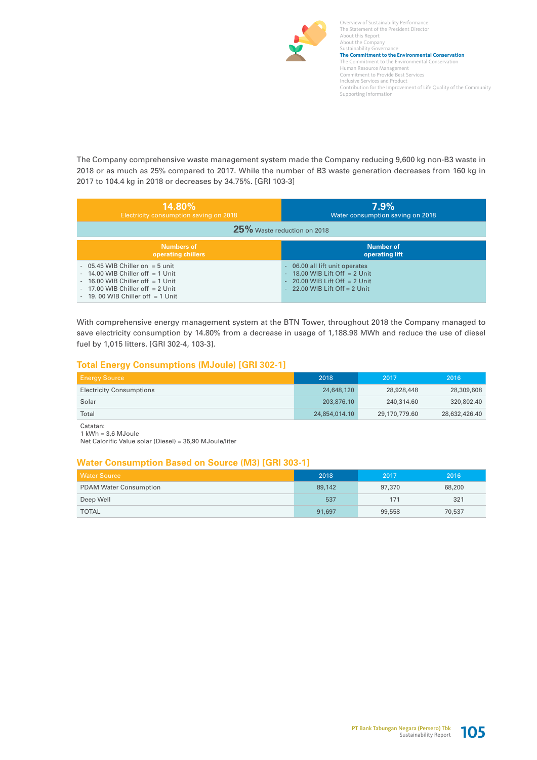The Company comprehensive waste management system made the Company reducing 9,600 kg non-B3 waste in 2018 or as much as 25% compared to 2017. While the number of B3 waste generation decreases from 160 kg in 2017 to 104.4 kg in 2018 or decreases by 34.75%. [GRI 103-3]

| **14.80%** Electricity consumption saving on 2018 | **7.9%** Water consumption saving on 2018 |
|---|---|
| **25%** Waste reduction on 2018 | |
| **Numbers of operating chillers** | **Number of operating lift** |
| - 05.45 WIB Chiller on = 5 unit<br>- 14.00 WIB Chiller off = 1 Unit<br>- 16.00 WIB Chiller off = 1 Unit<br>- 17.00 WIB Chiller off = 2 Unit<br>- 19. 00 WIB Chiller off = 1 Unit | - 06.00 all lift unit operates<br>- 18.00 WIB Lift Off = 2 Unit<br>- 20.00 WIB Lift Off = 2 Unit<br>- 22.00 WIB Lift Off = 2 Unit |

With comprehensive energy management system at the BTN Tower, throughout 2018 the Company managed to save electricity consumption by 14.80% from a decrease in usage of 1,188.98 MWh and reduce the use of diesel fuel by 1,015 litters. [GRI 302-4, 103-3].

## Total Energy Consumptions (MJoule) [GRI 302-1]

| Energy Source | 2018 | 2017 | 2016 |
|---|---|---|---|
| Electricity Consumptions | 24,648,120 | 28,928,448 | 28,309,608 |
| Solar | 203,876.10 | 240,314.60 | 320,802.40 |
| Total | 24,854,014.10 | 29,170,779.60 | 28,632,426.40 |

Catatan:
1 kWh = 3,6 MJoule
Net Calorific Value solar (Diesel) = 35,90 MJoule/liter

## Water Consumption Based on Source (M3) [GRI 303-1]

| Water Source | 2018 | 2017 | 2016 |
|---|---|---|---|
| PDAM Water Consumption | 89,142 | 97,370 | 68,200 |
| Deep Well | 537 | 171 | 321 |
| TOTAL | 91,697 | 99,558 | 70,537 |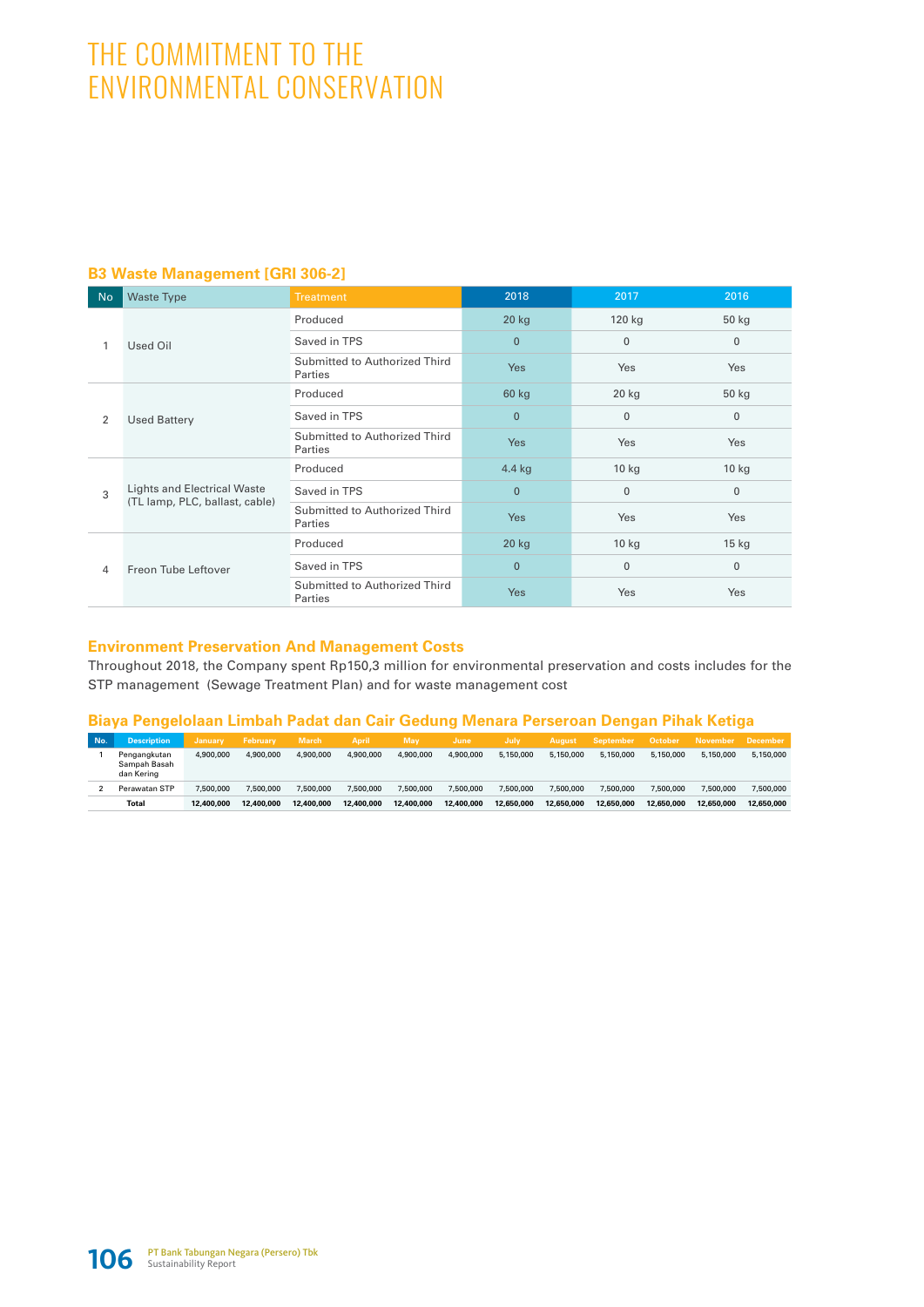# THE COMMITMENT TO THE ENVIRONMENTAL CONSERVATION

### B3 Waste Management [GRI 306-2]

| No | Waste Type | Treatment | 2018 | 2017 | 2016 |
|---|---|---|---|---|---|
| 1 | Used Oil | Produced | 20 kg | 120 kg | 50 kg |
| | | Saved in TPS | 0 | 0 | 0 |
| | | Submitted to Authorized Third Parties | Yes | Yes | Yes |
| 2 | Used Battery | Produced | 60 kg | 20 kg | 50 kg |
| | | Saved in TPS | 0 | 0 | 0 |
| | | Submitted to Authorized Third Parties | Yes | Yes | Yes |
| 3 | Lights and Electrical Waste (TL lamp, PLC, ballast, cable) | Produced | 4.4 kg | 10 kg | 10 kg |
| | | Saved in TPS | 0 | 0 | 0 |
| | | Submitted to Authorized Third Parties | Yes | Yes | Yes |
| 4 | Freon Tube Leftover | Produced | 20 kg | 10 kg | 15 kg |
| | | Saved in TPS | 0 | 0 | 0 |
| | | Submitted to Authorized Third Parties | Yes | Yes | Yes |

### Environment Preservation And Management Costs

Throughout 2018, the Company spent Rp150,3 million for environmental preservation and costs includes for the STP management (Sewage Treatment Plan) and for waste management cost

### Biaya Pengelolaan Limbah Padat dan Cair Gedung Menara Perseroan Dengan Pihak Ketiga

| No. | Description | January | February | March | April | May | June | July | August | September | October | November | December |
|---|---|---|---|---|---|---|---|---|---|---|---|---|---|
| 1 | Pengangkutan Sampah Basah dan Kering | 4,900,000 | 4,900,000 | 4,900,000 | 4,900,000 | 4,900,000 | 4,900,000 | 5,150,000 | 5,150,000 | 5,150,000 | 5,150,000 | 5,150,000 | 5,150,000 |
| 2 | Perawatan STP | 7,500,000 | 7,500,000 | 7,500,000 | 7,500,000 | 7,500,000 | 7,500,000 | 7,500,000 | 7,500,000 | 7,500,000 | 7,500,000 | 7,500,000 | 7,500,000 |
| | **Total** | **12,400,000** | **12,400,000** | **12,400,000** | **12,400,000** | **12,400,000** | **12,400,000** | **12,650,000** | **12,650,000** | **12,650,000** | **12,650,000** | **12,650,000** | **12,650,000** |